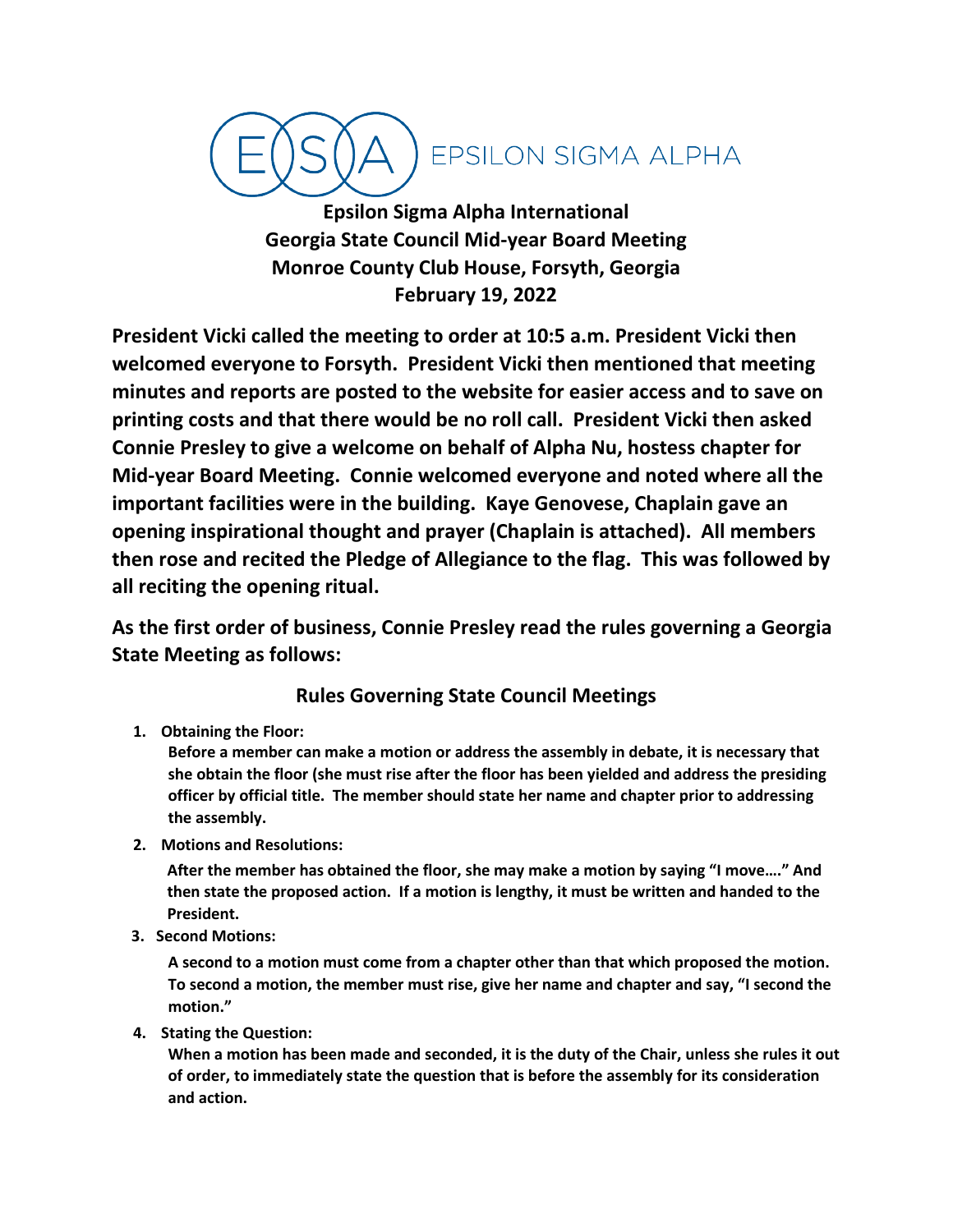EPSILON SIGMA ALPHA

# Epsilon Sigma Alpha International
## Georgia State Council Mid-year Board Meeting
## Monroe County Club House, Forsyth, Georgia
## February 19, 2022

**President Vicki called the meeting to order at 10:5 a.m. President Vicki then welcomed everyone to Forsyth. President Vicki then mentioned that meeting minutes and reports are posted to the website for easier access and to save on printing costs and that there would be no roll call. President Vicki then asked Connie Presley to give a welcome on behalf of Alpha Nu, hostess chapter for Mid-year Board Meeting. Connie welcomed everyone and noted where all the important facilities were in the building. Kaye Genovese, Chaplain gave an opening inspirational thought and prayer (Chaplain is attached). All members then rose and recited the Pledge of Allegiance to the flag. This was followed by all reciting the opening ritual.**

**As the first order of business, Connie Presley read the rules governing a Georgia State Meeting as follows:**

### Rules Governing State Council Meetings

1. **Obtaining the Floor:**
   **Before a member can make a motion or address the assembly in debate, it is necessary that she obtain the floor (she must rise after the floor has been yielded and address the presiding officer by official title. The member should state her name and chapter prior to addressing the assembly.**
2. **Motions and Resolutions:**
   **After the member has obtained the floor, she may make a motion by saying "I move…." And then state the proposed action. If a motion is lengthy, it must be written and handed to the President.**
3. **Second Motions:**
   **A second to a motion must come from a chapter other than that which proposed the motion. To second a motion, the member must rise, give her name and chapter and say, "I second the motion."**
4. **Stating the Question:**
   **When a motion has been made and seconded, it is the duty of the Chair, unless she rules it out of order, to immediately state the question that is before the assembly for its consideration and action.**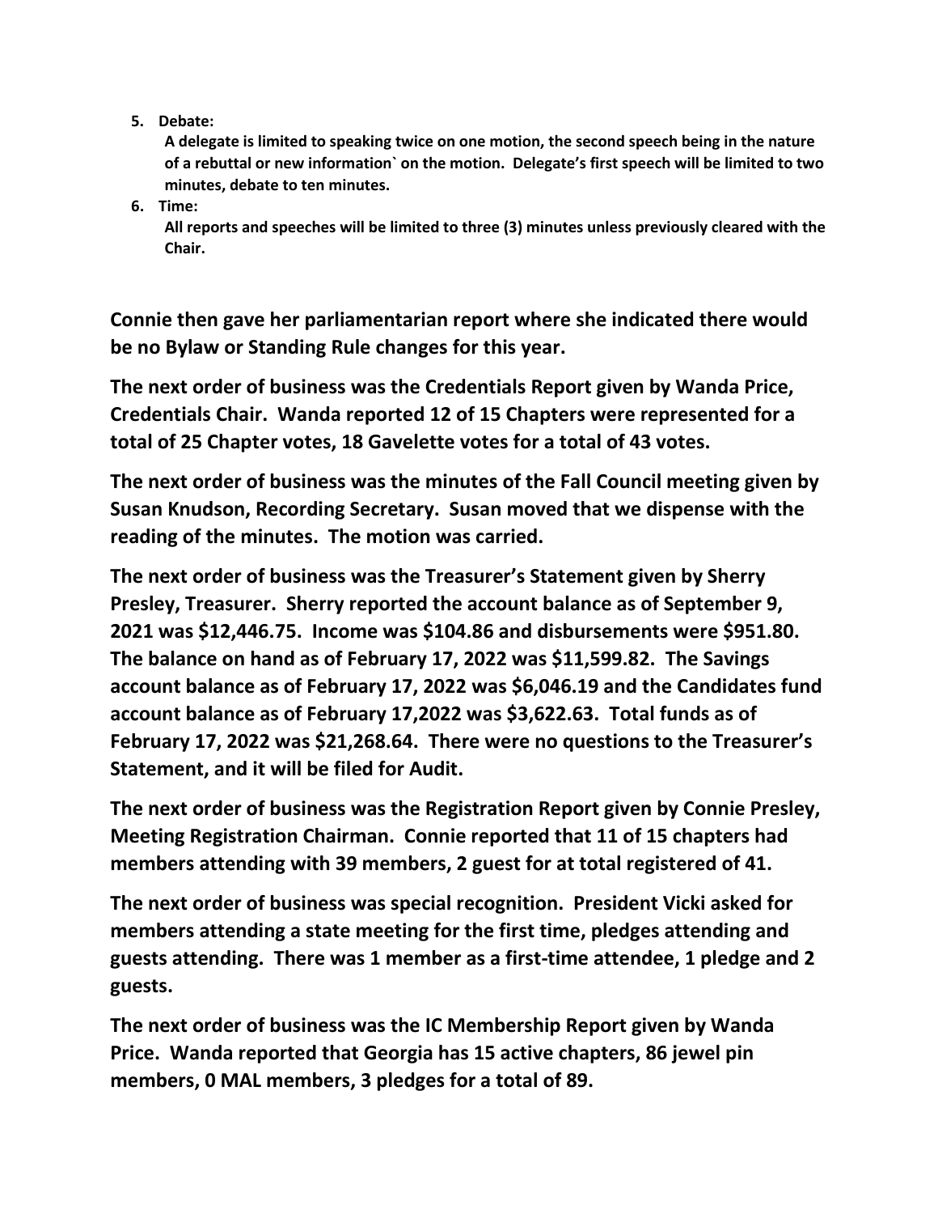5. **Debate:**
   **A delegate is limited to speaking twice on one motion, the second speech being in the nature of a rebuttal or new information` on the motion. Delegate's first speech will be limited to two minutes, debate to ten minutes.**
6. **Time:**
   **All reports and speeches will be limited to three (3) minutes unless previously cleared with the Chair.**

**Connie then gave her parliamentarian report where she indicated there would be no Bylaw or Standing Rule changes for this year.**

**The next order of business was the Credentials Report given by Wanda Price, Credentials Chair. Wanda reported 12 of 15 Chapters were represented for a total of 25 Chapter votes, 18 Gavelette votes for a total of 43 votes.**

**The next order of business was the minutes of the Fall Council meeting given by Susan Knudson, Recording Secretary. Susan moved that we dispense with the reading of the minutes. The motion was carried.**

**The next order of business was the Treasurer's Statement given by Sherry Presley, Treasurer. Sherry reported the account balance as of September 9, 2021 was $12,446.75. Income was $104.86 and disbursements were $951.80. The balance on hand as of February 17, 2022 was $11,599.82. The Savings account balance as of February 17, 2022 was $6,046.19 and the Candidates fund account balance as of February 17,2022 was $3,622.63. Total funds as of February 17, 2022 was $21,268.64. There were no questions to the Treasurer's Statement, and it will be filed for Audit.**

**The next order of business was the Registration Report given by Connie Presley, Meeting Registration Chairman. Connie reported that 11 of 15 chapters had members attending with 39 members, 2 guest for at total registered of 41.**

**The next order of business was special recognition. President Vicki asked for members attending a state meeting for the first time, pledges attending and guests attending. There was 1 member as a first-time attendee, 1 pledge and 2 guests.**

**The next order of business was the IC Membership Report given by Wanda Price. Wanda reported that Georgia has 15 active chapters, 86 jewel pin members, 0 MAL members, 3 pledges for a total of 89.**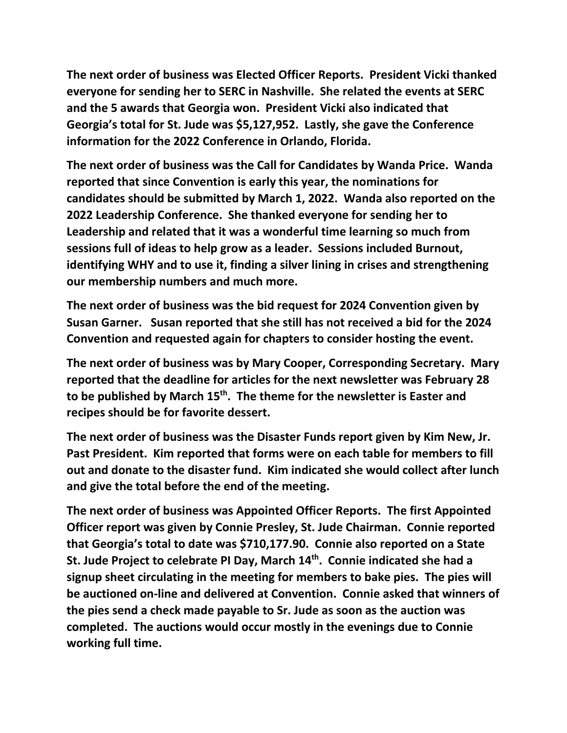**The next order of business was Elected Officer Reports. President Vicki thanked everyone for sending her to SERC in Nashville. She related the events at SERC and the 5 awards that Georgia won. President Vicki also indicated that Georgia's total for St. Jude was $5,127,952. Lastly, she gave the Conference information for the 2022 Conference in Orlando, Florida.**

**The next order of business was the Call for Candidates by Wanda Price. Wanda reported that since Convention is early this year, the nominations for candidates should be submitted by March 1, 2022. Wanda also reported on the 2022 Leadership Conference. She thanked everyone for sending her to Leadership and related that it was a wonderful time learning so much from sessions full of ideas to help grow as a leader. Sessions included Burnout, identifying WHY and to use it, finding a silver lining in crises and strengthening our membership numbers and much more.**

**The next order of business was the bid request for 2024 Convention given by Susan Garner. Susan reported that she still has not received a bid for the 2024 Convention and requested again for chapters to consider hosting the event.**

**The next order of business was by Mary Cooper, Corresponding Secretary. Mary reported that the deadline for articles for the next newsletter was February 28 to be published by March 15th. The theme for the newsletter is Easter and recipes should be for favorite dessert.**

**The next order of business was the Disaster Funds report given by Kim New, Jr. Past President. Kim reported that forms were on each table for members to fill out and donate to the disaster fund. Kim indicated she would collect after lunch and give the total before the end of the meeting.**

**The next order of business was Appointed Officer Reports. The first Appointed Officer report was given by Connie Presley, St. Jude Chairman. Connie reported that Georgia's total to date was $710,177.90. Connie also reported on a State St. Jude Project to celebrate PI Day, March 14th. Connie indicated she had a signup sheet circulating in the meeting for members to bake pies. The pies will be auctioned on-line and delivered at Convention. Connie asked that winners of the pies send a check made payable to Sr. Jude as soon as the auction was completed. The auctions would occur mostly in the evenings due to Connie working full time.**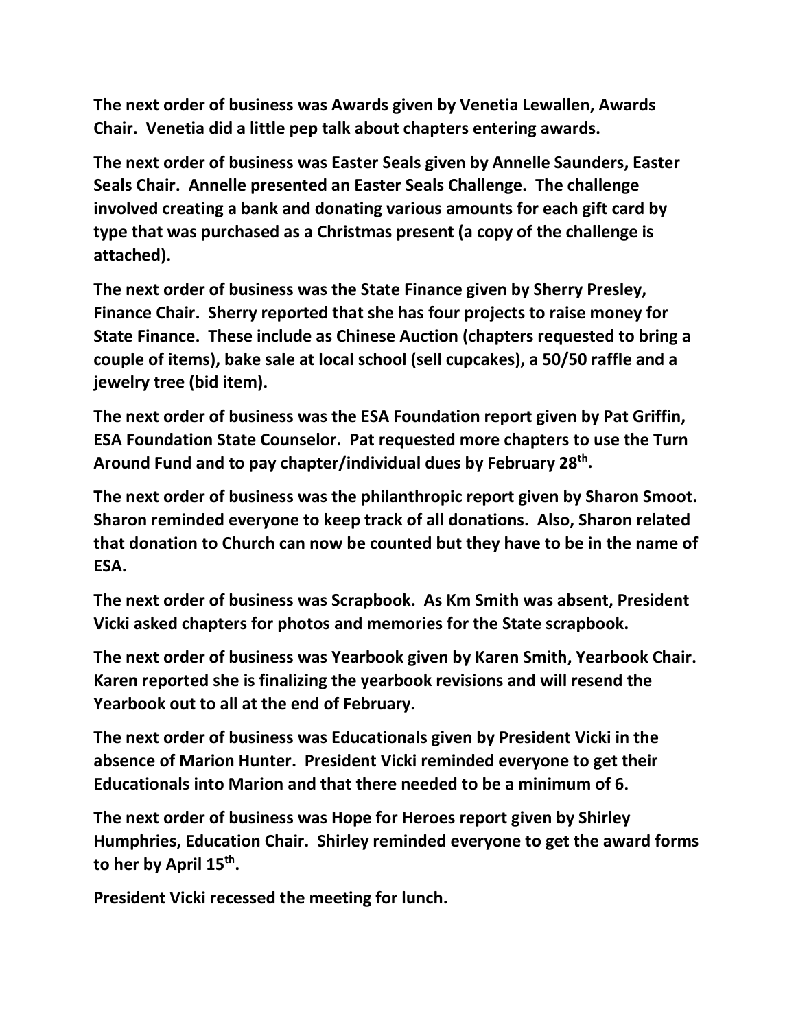**The next order of business was Awards given by Venetia Lewallen, Awards Chair. Venetia did a little pep talk about chapters entering awards.**

**The next order of business was Easter Seals given by Annelle Saunders, Easter Seals Chair. Annelle presented an Easter Seals Challenge. The challenge involved creating a bank and donating various amounts for each gift card by type that was purchased as a Christmas present (a copy of the challenge is attached).**

**The next order of business was the State Finance given by Sherry Presley, Finance Chair. Sherry reported that she has four projects to raise money for State Finance. These include as Chinese Auction (chapters requested to bring a couple of items), bake sale at local school (sell cupcakes), a 50/50 raffle and a jewelry tree (bid item).**

**The next order of business was the ESA Foundation report given by Pat Griffin, ESA Foundation State Counselor. Pat requested more chapters to use the Turn Around Fund and to pay chapter/individual dues by February 28th.**

**The next order of business was the philanthropic report given by Sharon Smoot. Sharon reminded everyone to keep track of all donations. Also, Sharon related that donation to Church can now be counted but they have to be in the name of ESA.**

**The next order of business was Scrapbook. As Km Smith was absent, President Vicki asked chapters for photos and memories for the State scrapbook.**

**The next order of business was Yearbook given by Karen Smith, Yearbook Chair. Karen reported she is finalizing the yearbook revisions and will resend the Yearbook out to all at the end of February.**

**The next order of business was Educationals given by President Vicki in the absence of Marion Hunter. President Vicki reminded everyone to get their Educationals into Marion and that there needed to be a minimum of 6.**

**The next order of business was Hope for Heroes report given by Shirley Humphries, Education Chair. Shirley reminded everyone to get the award forms to her by April 15th.**

**President Vicki recessed the meeting for lunch.**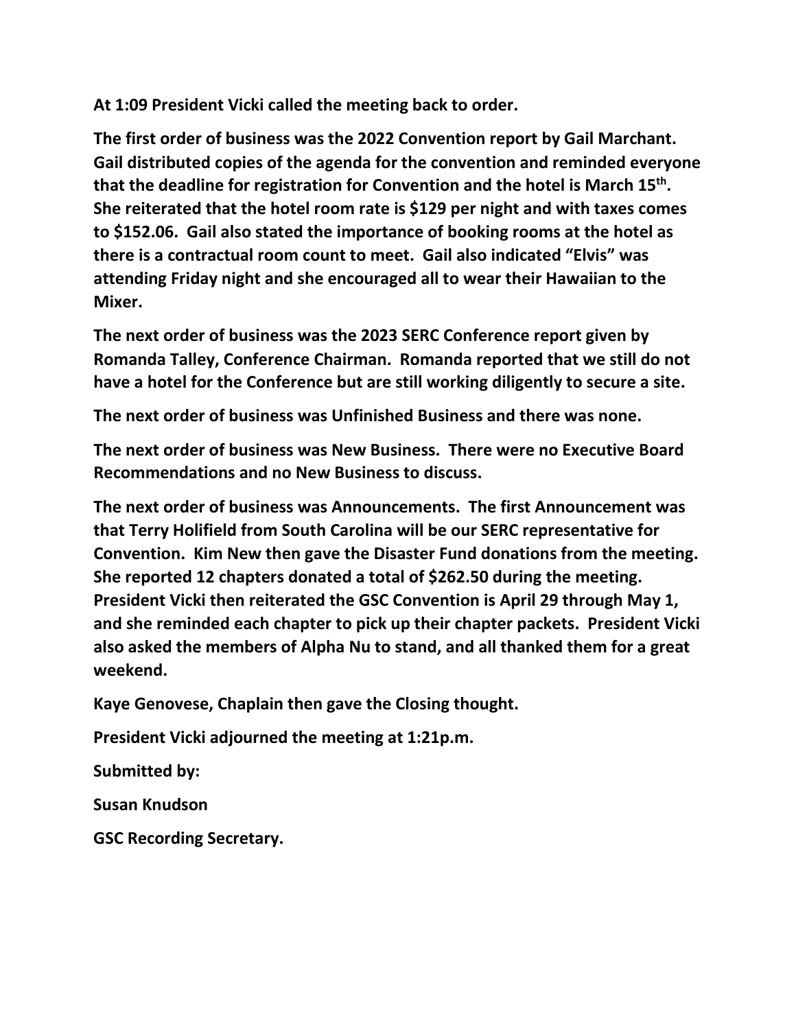**At 1:09 President Vicki called the meeting back to order.**

**The first order of business was the 2022 Convention report by Gail Marchant. Gail distributed copies of the agenda for the convention and reminded everyone that the deadline for registration for Convention and the hotel is March 15th. She reiterated that the hotel room rate is $129 per night and with taxes comes to $152.06. Gail also stated the importance of booking rooms at the hotel as there is a contractual room count to meet. Gail also indicated "Elvis" was attending Friday night and she encouraged all to wear their Hawaiian to the Mixer.**

**The next order of business was the 2023 SERC Conference report given by Romanda Talley, Conference Chairman. Romanda reported that we still do not have a hotel for the Conference but are still working diligently to secure a site.**

**The next order of business was Unfinished Business and there was none.**

**The next order of business was New Business. There were no Executive Board Recommendations and no New Business to discuss.**

**The next order of business was Announcements. The first Announcement was that Terry Holifield from South Carolina will be our SERC representative for Convention. Kim New then gave the Disaster Fund donations from the meeting. She reported 12 chapters donated a total of $262.50 during the meeting. President Vicki then reiterated the GSC Convention is April 29 through May 1, and she reminded each chapter to pick up their chapter packets. President Vicki also asked the members of Alpha Nu to stand, and all thanked them for a great weekend.**

**Kaye Genovese, Chaplain then gave the Closing thought.**

**President Vicki adjourned the meeting at 1:21p.m.**

**Submitted by:**

**Susan Knudson**

**GSC Recording Secretary.**